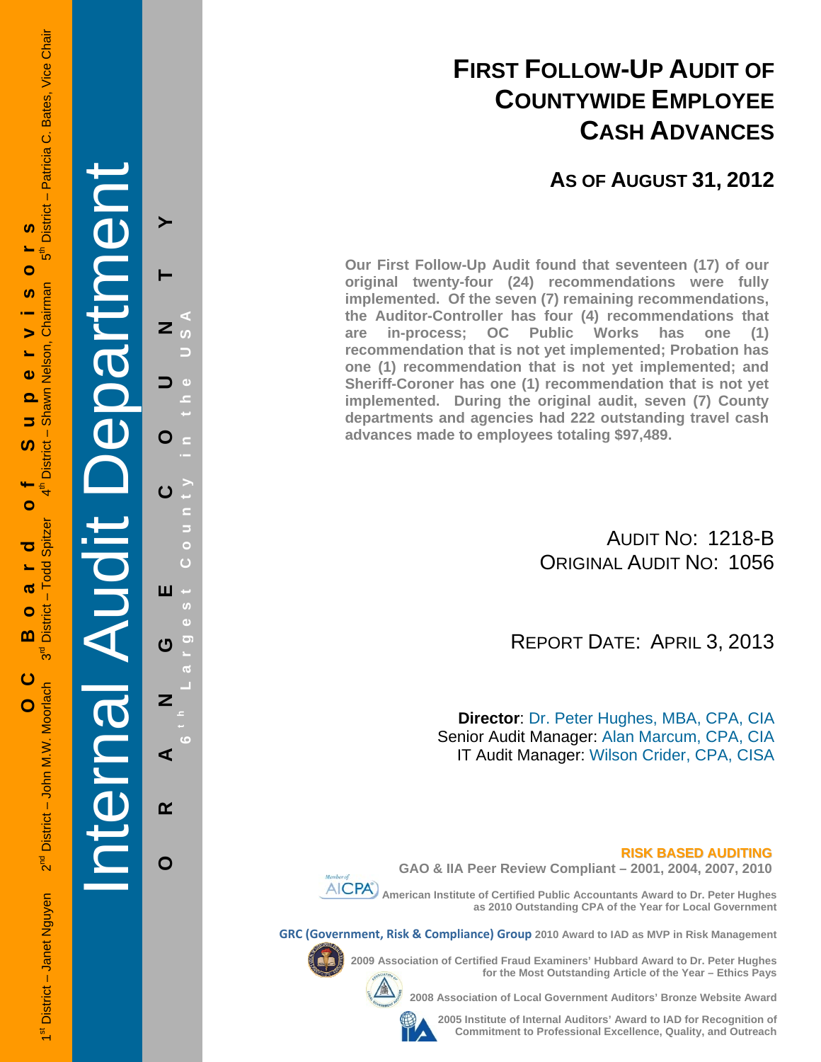OC Board of Supervisors

1st District – Janet Nguyen   2nd District – John M.W. Moorlach   3rd District – Todd Spitzer   4th District – Shawn Nelson, Chairman   5th District – Patricia C. Bates, Vice Chair

Internal Audit Department

ORANGE COUNTY

6th Largest County in the USA

# First Follow-Up Audit of Countywide Employee Cash Advances

## As of August 31, 2012

**Our First Follow-Up Audit found that seventeen (17) of our original twenty-four (24) recommendations were fully implemented. Of the seven (7) remaining recommendations, the Auditor-Controller has four (4) recommendations that are in-process; OC Public Works has one (1) recommendation that is not yet implemented; Probation has one (1) recommendation that is not yet implemented; and Sheriff-Coroner has one (1) recommendation that is not yet implemented. During the original audit, seven (7) County departments and agencies had 222 outstanding travel cash advances made to employees totaling $97,489.**

Audit No: 1218-B
Original Audit No: 1056

Report Date: April 3, 2013

**Director**: Dr. Peter Hughes, MBA, CPA, CIA
Senior Audit Manager: Alan Marcum, CPA, CIA
IT Audit Manager: Wilson Crider, CPA, CISA

**RISK BASED AUDITING**

GAO & IIA Peer Review Compliant – 2001, 2004, 2007, 2010

American Institute of Certified Public Accountants Award to Dr. Peter Hughes as 2010 Outstanding CPA of the Year for Local Government

GRC (Government, Risk & Compliance) Group 2010 Award to IAD as MVP in Risk Management

2009 Association of Certified Fraud Examiners' Hubbard Award to Dr. Peter Hughes for the Most Outstanding Article of the Year – Ethics Pays

2008 Association of Local Government Auditors' Bronze Website Award

2005 Institute of Internal Auditors' Award to IAD for Recognition of Commitment to Professional Excellence, Quality, and Outreach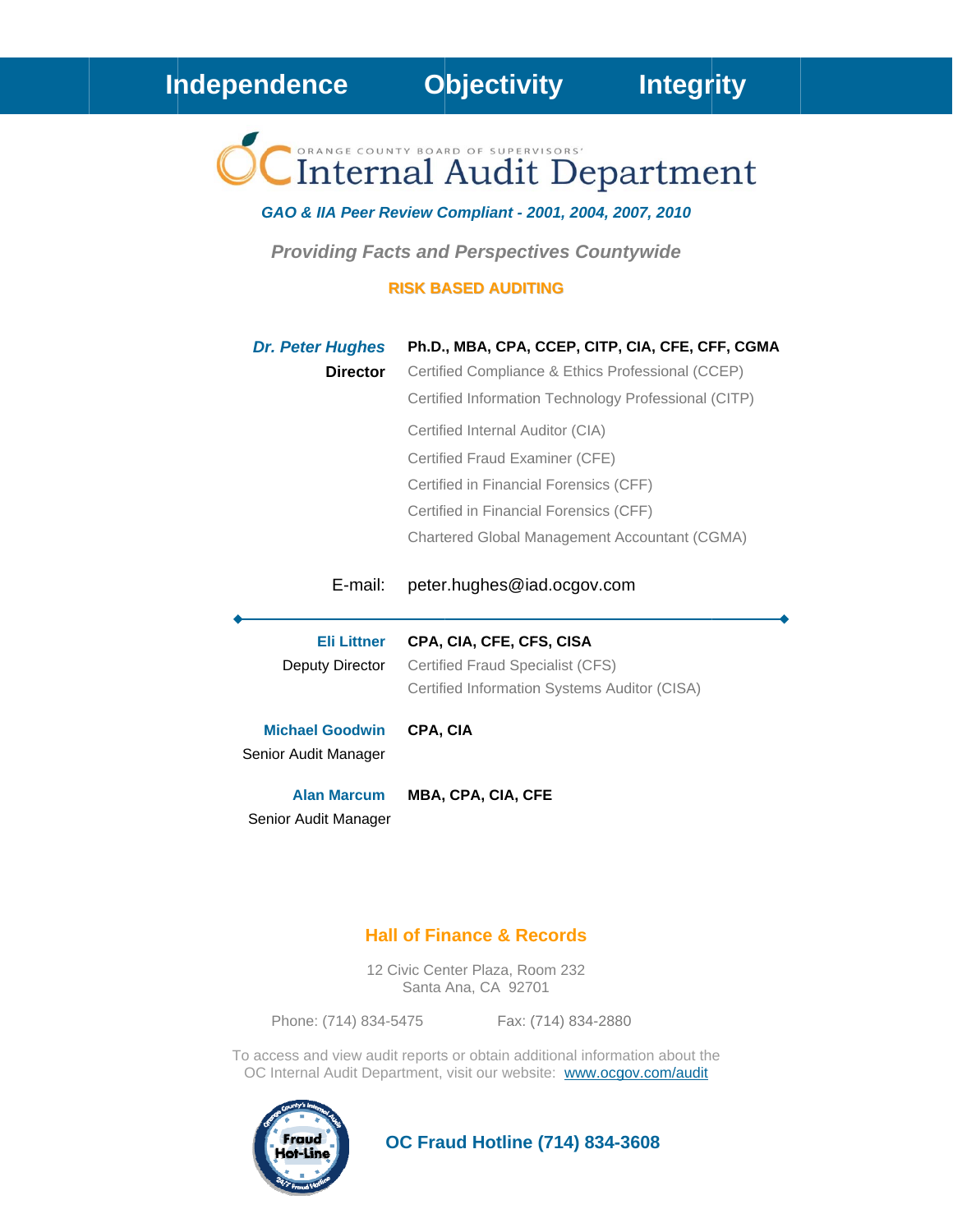**Independence** **Objectivity** **Integrity**

# ORANGE COUNTY BOARD OF SUPERVISORS' Internal Audit Department

***GAO & IIA Peer Review Compliant - 2001, 2004, 2007, 2010***

***Providing Facts and Perspectives Countywide***

**RISK BASED AUDITING**

***Dr. Peter Hughes*** **Ph.D., MBA, CPA, CCEP, CITP, CIA, CFE, CFF, CGMA**
**Director**

Certified Compliance & Ethics Professional (CCEP)
Certified Information Technology Professional (CITP)
Certified Internal Auditor (CIA)
Certified Fraud Examiner (CFE)
Certified in Financial Forensics (CFF)
Certified in Financial Forensics (CFF)
Chartered Global Management Accountant (CGMA)

E-mail: peter.hughes@iad.ocgov.com

---

**Eli Littner** **CPA, CIA, CFE, CFS, CISA**
Deputy Director
Certified Fraud Specialist (CFS)
Certified Information Systems Auditor (CISA)

**Michael Goodwin** **CPA, CIA**
Senior Audit Manager

**Alan Marcum** **MBA, CPA, CIA, CFE**
Senior Audit Manager

**Hall of Finance & Records**

12 Civic Center Plaza, Room 232
Santa Ana, CA 92701

Phone: (714) 834-5475 Fax: (714) 834-2880

To access and view audit reports or obtain additional information about the OC Internal Audit Department, visit our website: www.ocgov.com/audit

**OC Fraud Hotline (714) 834-3608**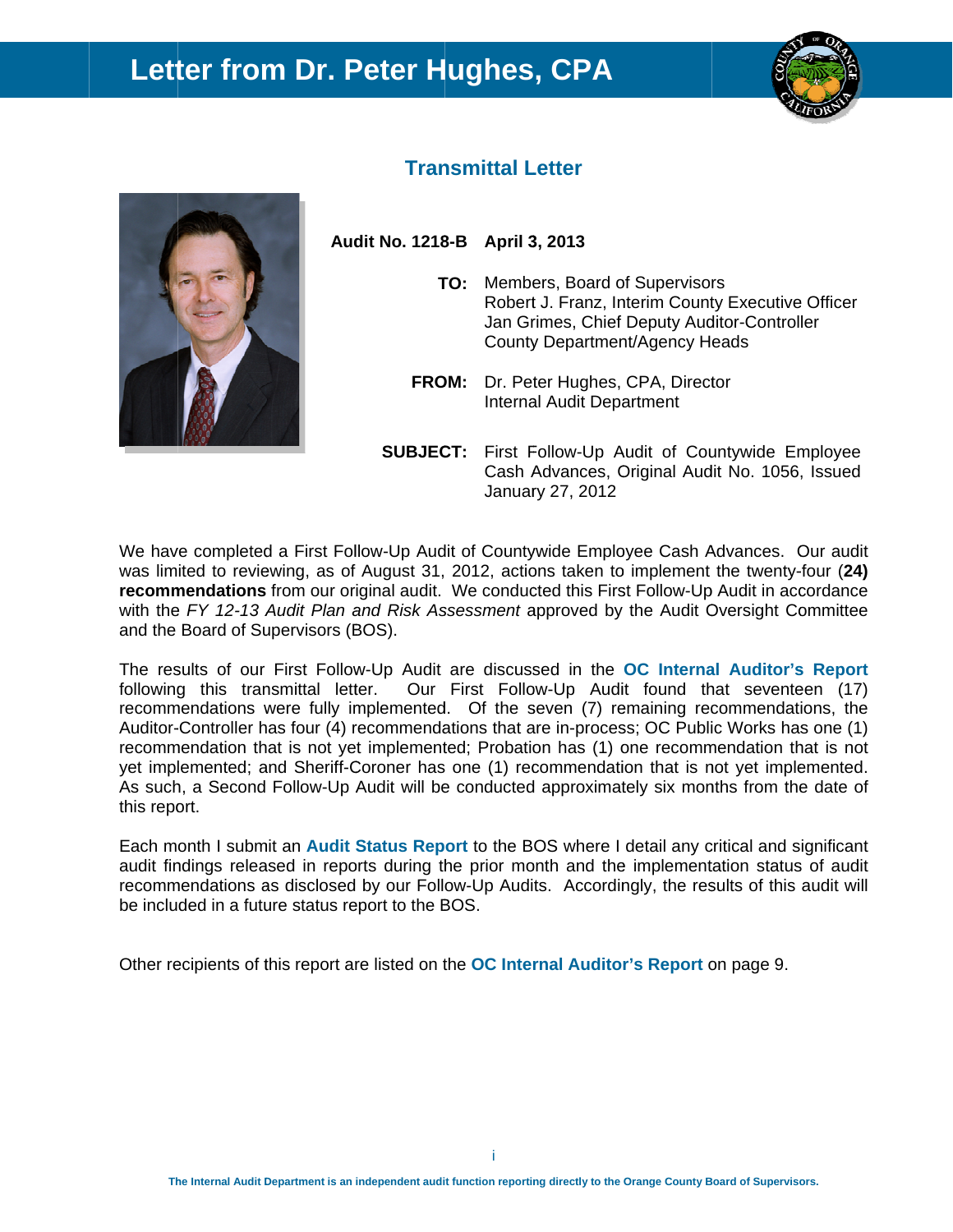# Letter from Dr. Peter Hughes, CPA

## Transmittal Letter

**Audit No. 1218-B** **April 3, 2013**

**TO:** Members, Board of Supervisors
Robert J. Franz, Interim County Executive Officer
Jan Grimes, Chief Deputy Auditor-Controller
County Department/Agency Heads

**FROM:** Dr. Peter Hughes, CPA, Director
Internal Audit Department

**SUBJECT:** First Follow-Up Audit of Countywide Employee Cash Advances, Original Audit No. 1056, Issued January 27, 2012

We have completed a First Follow-Up Audit of Countywide Employee Cash Advances. Our audit was limited to reviewing, as of August 31, 2012, actions taken to implement the twenty-four (**24) recommendations** from our original audit. We conducted this First Follow-Up Audit in accordance with the *FY 12-13 Audit Plan and Risk Assessment* approved by the Audit Oversight Committee and the Board of Supervisors (BOS).

The results of our First Follow-Up Audit are discussed in the **OC Internal Auditor's Report** following this transmittal letter. Our First Follow-Up Audit found that seventeen (17) recommendations were fully implemented. Of the seven (7) remaining recommendations, the Auditor-Controller has four (4) recommendations that are in-process; OC Public Works has one (1) recommendation that is not yet implemented; Probation has (1) one recommendation that is not yet implemented; and Sheriff-Coroner has one (1) recommendation that is not yet implemented. As such, a Second Follow-Up Audit will be conducted approximately six months from the date of this report.

Each month I submit an **Audit Status Report** to the BOS where I detail any critical and significant audit findings released in reports during the prior month and the implementation status of audit recommendations as disclosed by our Follow-Up Audits. Accordingly, the results of this audit will be included in a future status report to the BOS.

Other recipients of this report are listed on the **OC Internal Auditor's Report** on page 9.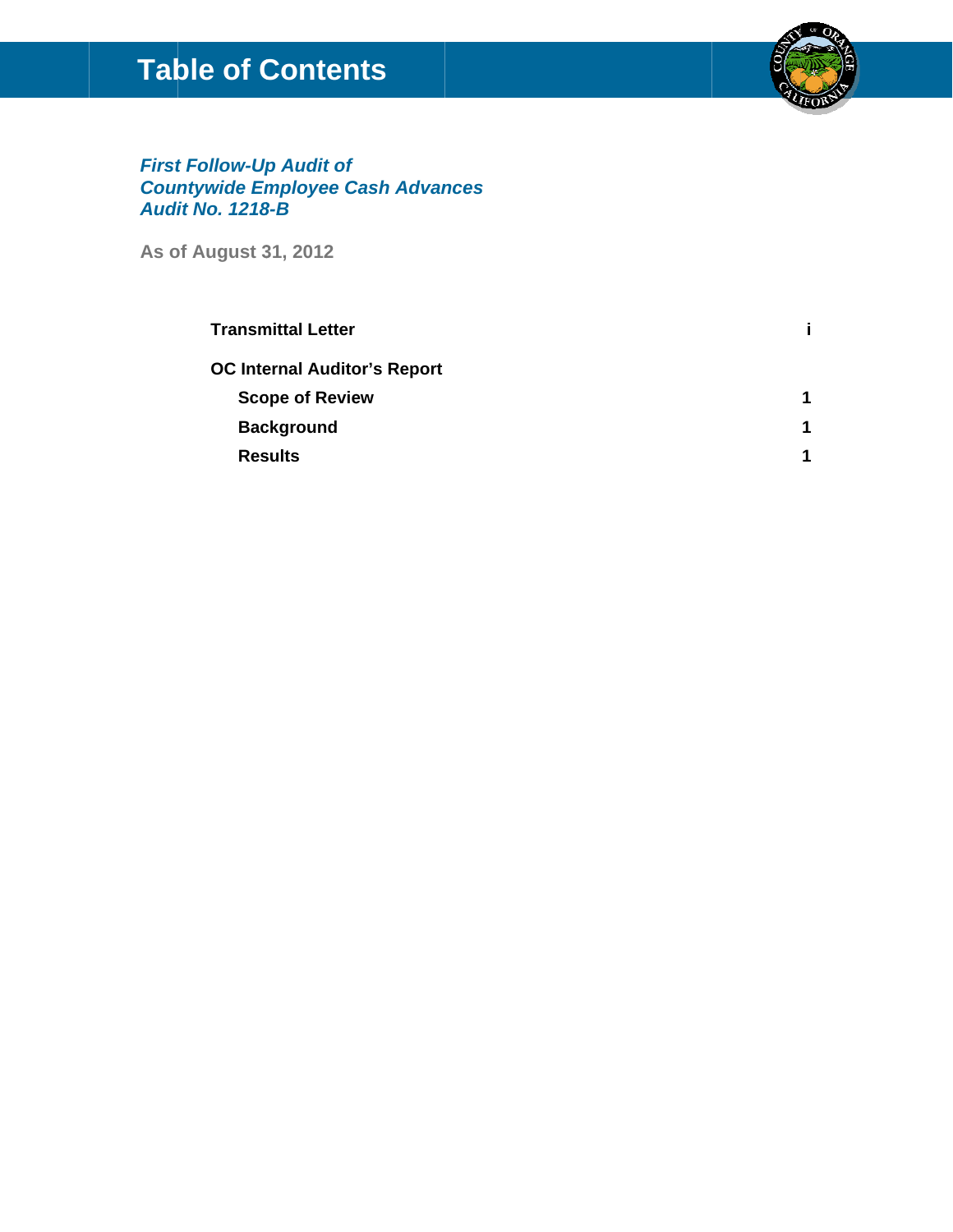# Table of Contents

***First Follow-Up Audit of Countywide Employee Cash Advances Audit No. 1218-B***

**As of August 31, 2012**

| | |
|---|---|
| **Transmittal Letter** | **i** |
| **OC Internal Auditor's Report** | |
| **Scope of Review** | **1** |
| **Background** | **1** |
| **Results** | **1** |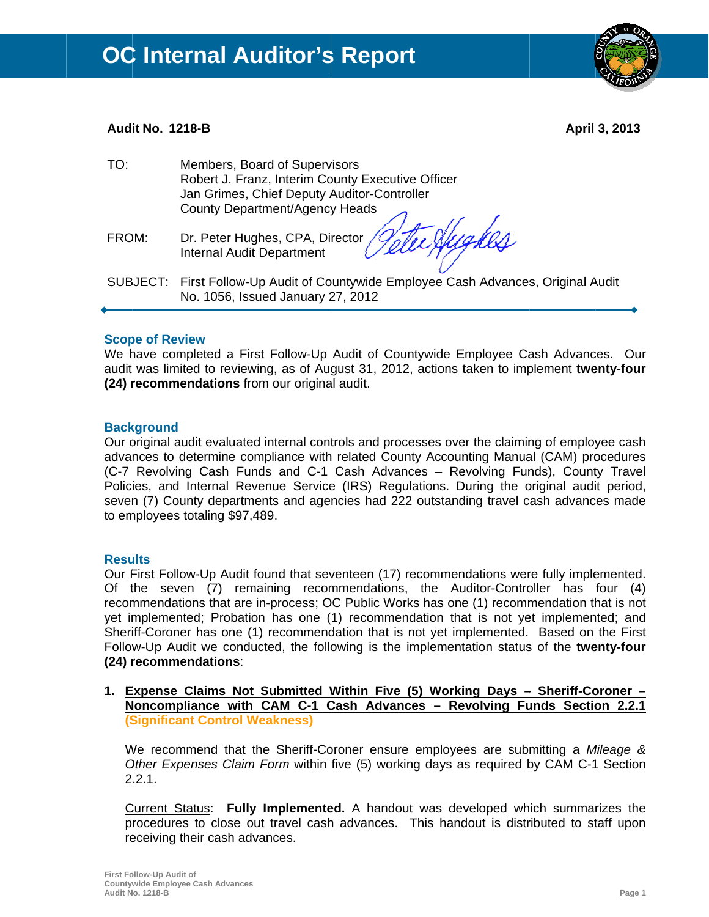# OC Internal Auditor's Report

**Audit No. 1218-B** **April 3, 2013**

TO: Members, Board of Supervisors
Robert J. Franz, Interim County Executive Officer
Jan Grimes, Chief Deputy Auditor-Controller
County Department/Agency Heads

FROM: Dr. Peter Hughes, CPA, Director
Internal Audit Department

SUBJECT: First Follow-Up Audit of Countywide Employee Cash Advances, Original Audit No. 1056, Issued January 27, 2012

## Scope of Review

We have completed a First Follow-Up Audit of Countywide Employee Cash Advances. Our audit was limited to reviewing, as of August 31, 2012, actions taken to implement **twenty-four (24) recommendations** from our original audit.

## Background

Our original audit evaluated internal controls and processes over the claiming of employee cash advances to determine compliance with related County Accounting Manual (CAM) procedures (C-7 Revolving Cash Funds and C-1 Cash Advances – Revolving Funds), County Travel Policies, and Internal Revenue Service (IRS) Regulations. During the original audit period, seven (7) County departments and agencies had 222 outstanding travel cash advances made to employees totaling $97,489.

## Results

Our First Follow-Up Audit found that seventeen (17) recommendations were fully implemented. Of the seven (7) remaining recommendations, the Auditor-Controller has four (4) recommendations that are in-process; OC Public Works has one (1) recommendation that is not yet implemented; Probation has one (1) recommendation that is not yet implemented; and Sheriff-Coroner has one (1) recommendation that is not yet implemented. Based on the First Follow-Up Audit we conducted, the following is the implementation status of the **twenty-four (24) recommendations**:

1. **Expense Claims Not Submitted Within Five (5) Working Days – Sheriff-Coroner – Noncompliance with CAM C-1 Cash Advances – Revolving Funds Section 2.2.1 (Significant Control Weakness)**

   We recommend that the Sheriff-Coroner ensure employees are submitting a *Mileage & Other Expenses Claim Form* within five (5) working days as required by CAM C-1 Section 2.2.1.

   Current Status: **Fully Implemented.** A handout was developed which summarizes the procedures to close out travel cash advances. This handout is distributed to staff upon receiving their cash advances.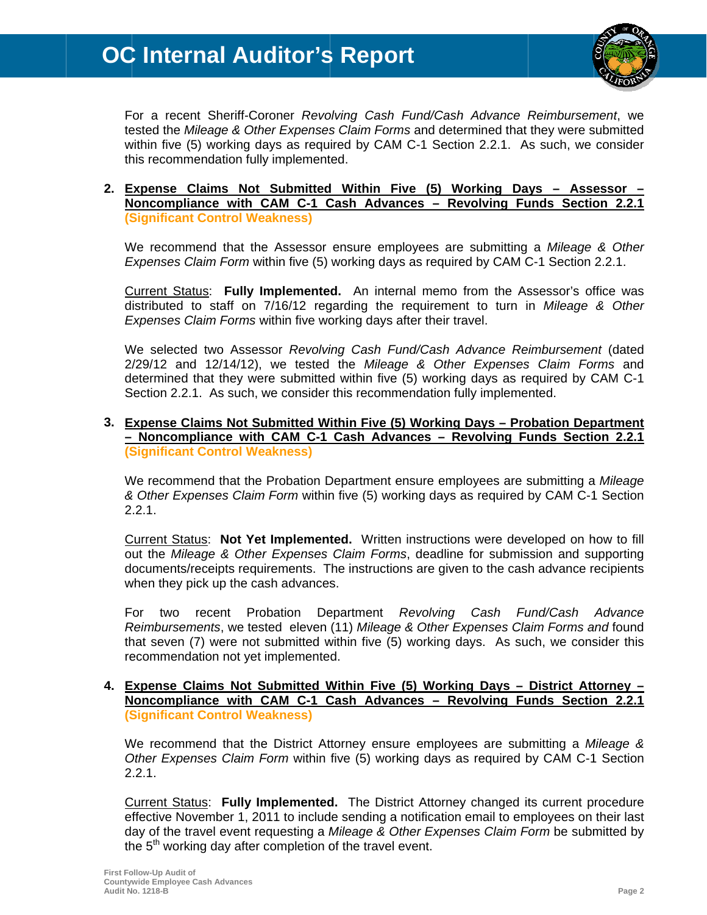For a recent Sheriff-Coroner *Revolving Cash Fund/Cash Advance Reimbursement*, we tested the *Mileage & Other Expenses Claim Forms* and determined that they were submitted within five (5) working days as required by CAM C-1 Section 2.2.1. As such, we consider this recommendation fully implemented.

2. **Expense Claims Not Submitted Within Five (5) Working Days – Assessor – Noncompliance with CAM C-1 Cash Advances – Revolving Funds Section 2.2.1 (Significant Control Weakness)**

   We recommend that the Assessor ensure employees are submitting a *Mileage & Other Expenses Claim Form* within five (5) working days as required by CAM C-1 Section 2.2.1.

   Current Status: **Fully Implemented.** An internal memo from the Assessor's office was distributed to staff on 7/16/12 regarding the requirement to turn in *Mileage & Other Expenses Claim Forms* within five working days after their travel.

   We selected two Assessor *Revolving Cash Fund/Cash Advance Reimbursement* (dated 2/29/12 and 12/14/12), we tested the *Mileage & Other Expenses Claim Forms* and determined that they were submitted within five (5) working days as required by CAM C-1 Section 2.2.1. As such, we consider this recommendation fully implemented.

3. **Expense Claims Not Submitted Within Five (5) Working Days – Probation Department – Noncompliance with CAM C-1 Cash Advances – Revolving Funds Section 2.2.1 (Significant Control Weakness)**

   We recommend that the Probation Department ensure employees are submitting a *Mileage & Other Expenses Claim Form* within five (5) working days as required by CAM C-1 Section 2.2.1.

   Current Status: **Not Yet Implemented.** Written instructions were developed on how to fill out the *Mileage & Other Expenses Claim Forms*, deadline for submission and supporting documents/receipts requirements. The instructions are given to the cash advance recipients when they pick up the cash advances.

   For two recent Probation Department *Revolving Cash Fund/Cash Advance Reimbursements*, we tested eleven (11) *Mileage & Other Expenses Claim Forms and* found that seven (7) were not submitted within five (5) working days. As such, we consider this recommendation not yet implemented.

4. **Expense Claims Not Submitted Within Five (5) Working Days – District Attorney – Noncompliance with CAM C-1 Cash Advances – Revolving Funds Section 2.2.1 (Significant Control Weakness)**

   We recommend that the District Attorney ensure employees are submitting a *Mileage & Other Expenses Claim Form* within five (5) working days as required by CAM C-1 Section 2.2.1.

   Current Status: **Fully Implemented.** The District Attorney changed its current procedure effective November 1, 2011 to include sending a notification email to employees on their last day of the travel event requesting a *Mileage & Other Expenses Claim Form* be submitted by the 5th working day after completion of the travel event.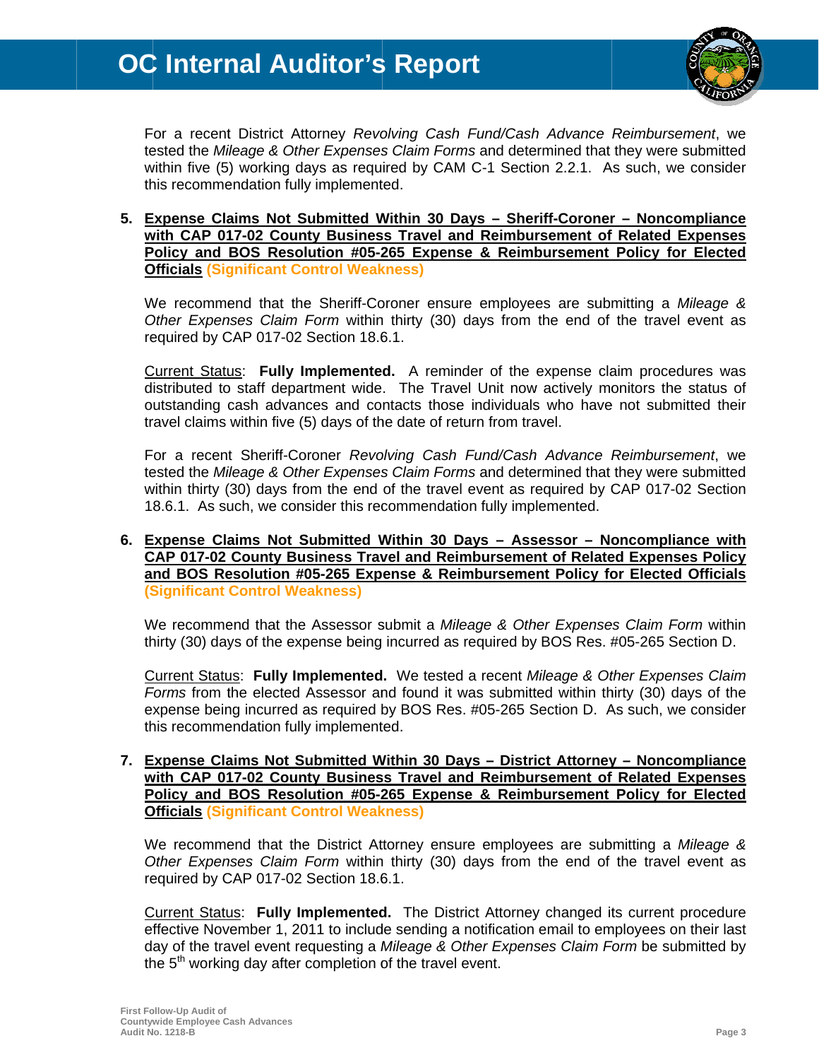For a recent District Attorney *Revolving Cash Fund/Cash Advance Reimbursement*, we tested the *Mileage & Other Expenses Claim Forms* and determined that they were submitted within five (5) working days as required by CAM C-1 Section 2.2.1. As such, we consider this recommendation fully implemented.

5. **Expense Claims Not Submitted Within 30 Days – Sheriff-Coroner – Noncompliance with CAP 017-02 County Business Travel and Reimbursement of Related Expenses Policy and BOS Resolution #05-265 Expense & Reimbursement Policy for Elected Officials (Significant Control Weakness)**

   We recommend that the Sheriff-Coroner ensure employees are submitting a *Mileage & Other Expenses Claim Form* within thirty (30) days from the end of the travel event as required by CAP 017-02 Section 18.6.1.

   Current Status: **Fully Implemented.** A reminder of the expense claim procedures was distributed to staff department wide. The Travel Unit now actively monitors the status of outstanding cash advances and contacts those individuals who have not submitted their travel claims within five (5) days of the date of return from travel.

   For a recent Sheriff-Coroner *Revolving Cash Fund/Cash Advance Reimbursement*, we tested the *Mileage & Other Expenses Claim Forms* and determined that they were submitted within thirty (30) days from the end of the travel event as required by CAP 017-02 Section 18.6.1. As such, we consider this recommendation fully implemented.

6. **Expense Claims Not Submitted Within 30 Days – Assessor – Noncompliance with CAP 017-02 County Business Travel and Reimbursement of Related Expenses Policy and BOS Resolution #05-265 Expense & Reimbursement Policy for Elected Officials (Significant Control Weakness)**

   We recommend that the Assessor submit a *Mileage & Other Expenses Claim Form* within thirty (30) days of the expense being incurred as required by BOS Res. #05-265 Section D.

   Current Status: **Fully Implemented.** We tested a recent *Mileage & Other Expenses Claim Forms* from the elected Assessor and found it was submitted within thirty (30) days of the expense being incurred as required by BOS Res. #05-265 Section D. As such, we consider this recommendation fully implemented.

7. **Expense Claims Not Submitted Within 30 Days – District Attorney – Noncompliance with CAP 017-02 County Business Travel and Reimbursement of Related Expenses Policy and BOS Resolution #05-265 Expense & Reimbursement Policy for Elected Officials (Significant Control Weakness)**

   We recommend that the District Attorney ensure employees are submitting a *Mileage & Other Expenses Claim Form* within thirty (30) days from the end of the travel event as required by CAP 017-02 Section 18.6.1.

   Current Status: **Fully Implemented.** The District Attorney changed its current procedure effective November 1, 2011 to include sending a notification email to employees on their last day of the travel event requesting a *Mileage & Other Expenses Claim Form* be submitted by the 5th working day after completion of the travel event.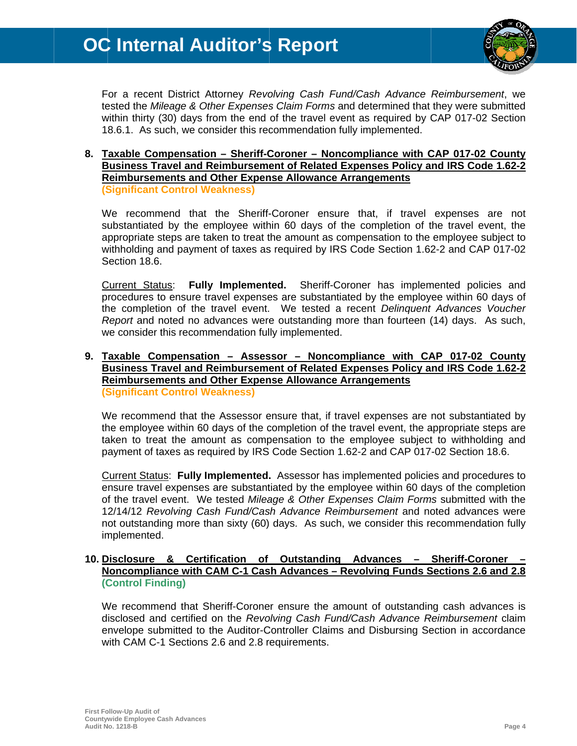For a recent District Attorney *Revolving Cash Fund/Cash Advance Reimbursement*, we tested the *Mileage & Other Expenses Claim Forms* and determined that they were submitted within thirty (30) days from the end of the travel event as required by CAP 017-02 Section 18.6.1. As such, we consider this recommendation fully implemented.

**8. Taxable Compensation – Sheriff-Coroner – Noncompliance with CAP 017-02 County Business Travel and Reimbursement of Related Expenses Policy and IRS Code 1.62-2 Reimbursements and Other Expense Allowance Arrangements**
**(Significant Control Weakness)**

We recommend that the Sheriff-Coroner ensure that, if travel expenses are not substantiated by the employee within 60 days of the completion of the travel event, the appropriate steps are taken to treat the amount as compensation to the employee subject to withholding and payment of taxes as required by IRS Code Section 1.62-2 and CAP 017-02 Section 18.6.

Current Status: **Fully Implemented.** Sheriff-Coroner has implemented policies and procedures to ensure travel expenses are substantiated by the employee within 60 days of the completion of the travel event. We tested a recent *Delinquent Advances Voucher Report* and noted no advances were outstanding more than fourteen (14) days. As such, we consider this recommendation fully implemented.

**9. Taxable Compensation – Assessor – Noncompliance with CAP 017-02 County Business Travel and Reimbursement of Related Expenses Policy and IRS Code 1.62-2 Reimbursements and Other Expense Allowance Arrangements**
**(Significant Control Weakness)**

We recommend that the Assessor ensure that, if travel expenses are not substantiated by the employee within 60 days of the completion of the travel event, the appropriate steps are taken to treat the amount as compensation to the employee subject to withholding and payment of taxes as required by IRS Code Section 1.62-2 and CAP 017-02 Section 18.6.

Current Status: **Fully Implemented.** Assessor has implemented policies and procedures to ensure travel expenses are substantiated by the employee within 60 days of the completion of the travel event. We tested *Mileage & Other Expenses Claim Forms* submitted with the 12/14/12 *Revolving Cash Fund/Cash Advance Reimbursement* and noted advances were not outstanding more than sixty (60) days. As such, we consider this recommendation fully implemented.

**10. Disclosure & Certification of Outstanding Advances – Sheriff-Coroner – Noncompliance with CAM C-1 Cash Advances – Revolving Funds Sections 2.6 and 2.8**
**(Control Finding)**

We recommend that Sheriff-Coroner ensure the amount of outstanding cash advances is disclosed and certified on the *Revolving Cash Fund/Cash Advance Reimbursement* claim envelope submitted to the Auditor-Controller Claims and Disbursing Section in accordance with CAM C-1 Sections 2.6 and 2.8 requirements.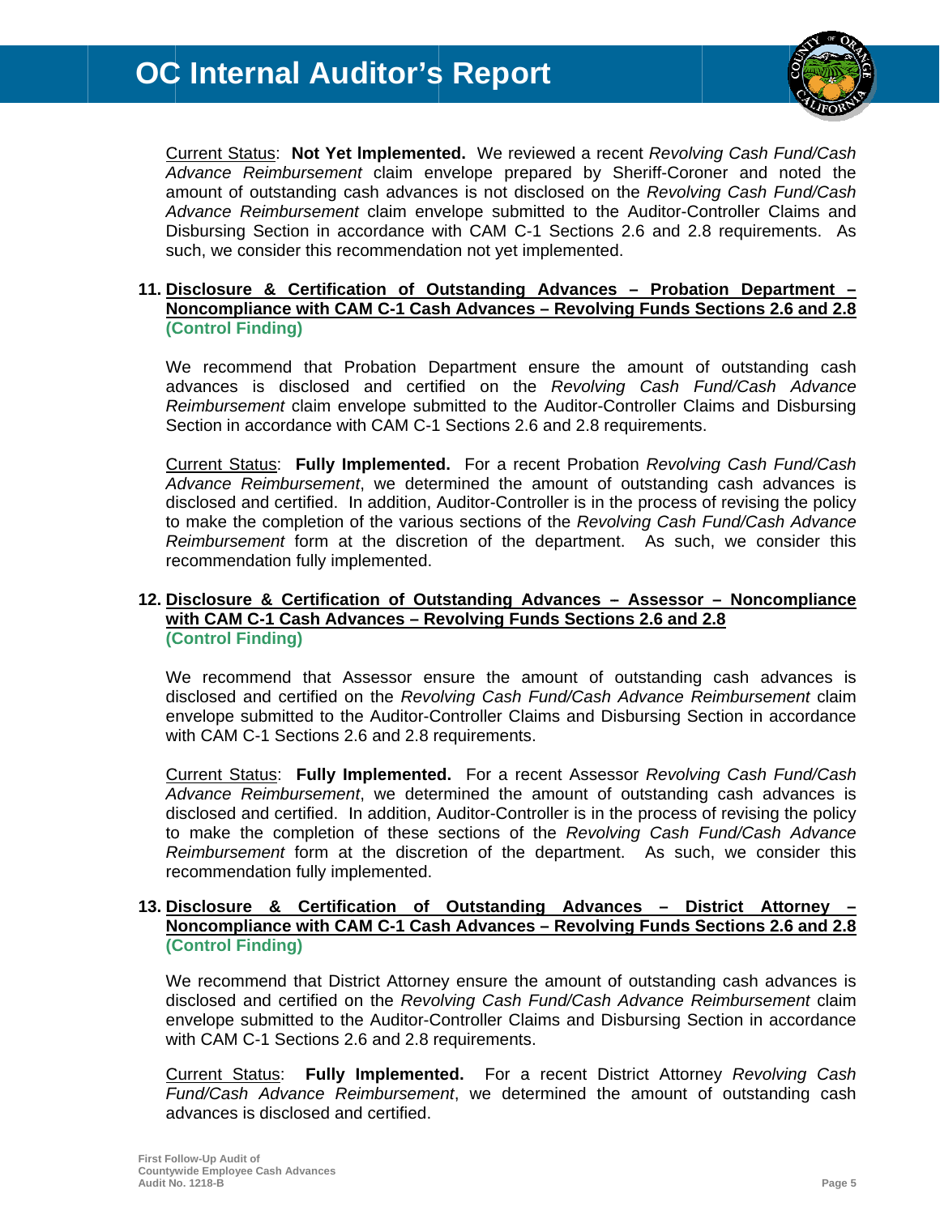Current Status: **Not Yet Implemented.** We reviewed a recent *Revolving Cash Fund/Cash Advance Reimbursement* claim envelope prepared by Sheriff-Coroner and noted the amount of outstanding cash advances is not disclosed on the *Revolving Cash Fund/Cash Advance Reimbursement* claim envelope submitted to the Auditor-Controller Claims and Disbursing Section in accordance with CAM C-1 Sections 2.6 and 2.8 requirements. As such, we consider this recommendation not yet implemented.

**11. Disclosure & Certification of Outstanding Advances – Probation Department – Noncompliance with CAM C-1 Cash Advances – Revolving Funds Sections 2.6 and 2.8 (Control Finding)**

We recommend that Probation Department ensure the amount of outstanding cash advances is disclosed and certified on the *Revolving Cash Fund/Cash Advance Reimbursement* claim envelope submitted to the Auditor-Controller Claims and Disbursing Section in accordance with CAM C-1 Sections 2.6 and 2.8 requirements.

Current Status: **Fully Implemented.** For a recent Probation *Revolving Cash Fund/Cash Advance Reimbursement*, we determined the amount of outstanding cash advances is disclosed and certified. In addition, Auditor-Controller is in the process of revising the policy to make the completion of the various sections of the *Revolving Cash Fund/Cash Advance Reimbursement* form at the discretion of the department. As such, we consider this recommendation fully implemented.

**12. Disclosure & Certification of Outstanding Advances – Assessor – Noncompliance with CAM C-1 Cash Advances – Revolving Funds Sections 2.6 and 2.8 (Control Finding)**

We recommend that Assessor ensure the amount of outstanding cash advances is disclosed and certified on the *Revolving Cash Fund/Cash Advance Reimbursement* claim envelope submitted to the Auditor-Controller Claims and Disbursing Section in accordance with CAM C-1 Sections 2.6 and 2.8 requirements.

Current Status: **Fully Implemented.** For a recent Assessor *Revolving Cash Fund/Cash Advance Reimbursement*, we determined the amount of outstanding cash advances is disclosed and certified. In addition, Auditor-Controller is in the process of revising the policy to make the completion of these sections of the *Revolving Cash Fund/Cash Advance Reimbursement* form at the discretion of the department. As such, we consider this recommendation fully implemented.

**13. Disclosure & Certification of Outstanding Advances – District Attorney – Noncompliance with CAM C-1 Cash Advances – Revolving Funds Sections 2.6 and 2.8 (Control Finding)**

We recommend that District Attorney ensure the amount of outstanding cash advances is disclosed and certified on the *Revolving Cash Fund/Cash Advance Reimbursement* claim envelope submitted to the Auditor-Controller Claims and Disbursing Section in accordance with CAM C-1 Sections 2.6 and 2.8 requirements.

Current Status: **Fully Implemented.** For a recent District Attorney *Revolving Cash Fund/Cash Advance Reimbursement*, we determined the amount of outstanding cash advances is disclosed and certified.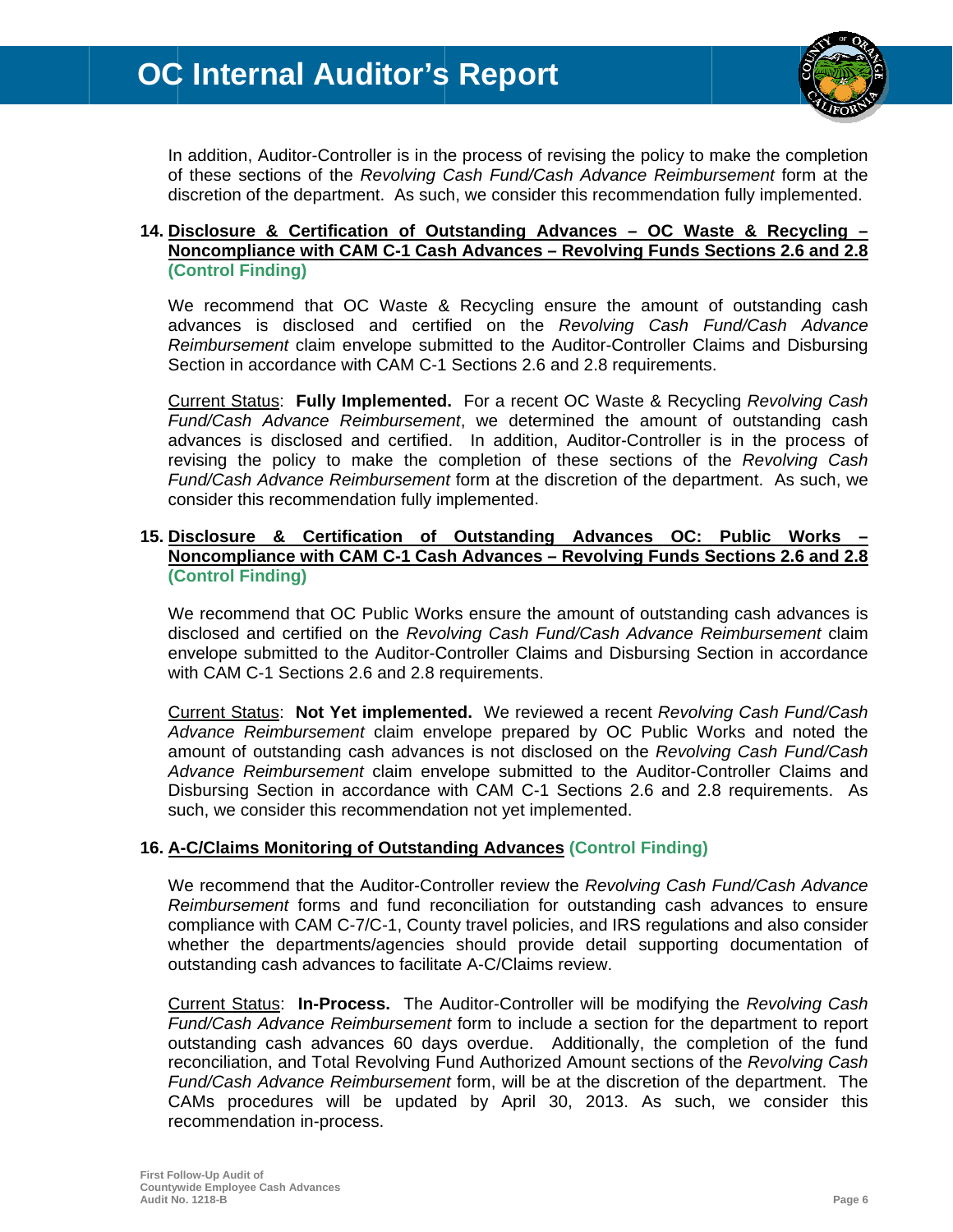In addition, Auditor-Controller is in the process of revising the policy to make the completion of these sections of the *Revolving Cash Fund/Cash Advance Reimbursement* form at the discretion of the department. As such, we consider this recommendation fully implemented.

**14. <u>Disclosure & Certification of Outstanding Advances – OC Waste & Recycling – Noncompliance with CAM C-1 Cash Advances – Revolving Funds Sections 2.6 and 2.8</u> (Control Finding)**

We recommend that OC Waste & Recycling ensure the amount of outstanding cash advances is disclosed and certified on the *Revolving Cash Fund/Cash Advance Reimbursement* claim envelope submitted to the Auditor-Controller Claims and Disbursing Section in accordance with CAM C-1 Sections 2.6 and 2.8 requirements.

<u>Current Status</u>: **Fully Implemented.** For a recent OC Waste & Recycling *Revolving Cash Fund/Cash Advance Reimbursement*, we determined the amount of outstanding cash advances is disclosed and certified. In addition, Auditor-Controller is in the process of revising the policy to make the completion of these sections of the *Revolving Cash Fund/Cash Advance Reimbursement* form at the discretion of the department. As such, we consider this recommendation fully implemented.

**15. <u>Disclosure & Certification of Outstanding Advances OC: Public Works – Noncompliance with CAM C-1 Cash Advances – Revolving Funds Sections 2.6 and 2.8</u> (Control Finding)**

We recommend that OC Public Works ensure the amount of outstanding cash advances is disclosed and certified on the *Revolving Cash Fund/Cash Advance Reimbursement* claim envelope submitted to the Auditor-Controller Claims and Disbursing Section in accordance with CAM C-1 Sections 2.6 and 2.8 requirements.

<u>Current Status</u>: **Not Yet implemented.** We reviewed a recent *Revolving Cash Fund/Cash Advance Reimbursement* claim envelope prepared by OC Public Works and noted the amount of outstanding cash advances is not disclosed on the *Revolving Cash Fund/Cash Advance Reimbursement* claim envelope submitted to the Auditor-Controller Claims and Disbursing Section in accordance with CAM C-1 Sections 2.6 and 2.8 requirements. As such, we consider this recommendation not yet implemented.

**16. <u>A-C/Claims Monitoring of Outstanding Advances</u> (Control Finding)**

We recommend that the Auditor-Controller review the *Revolving Cash Fund/Cash Advance Reimbursement* forms and fund reconciliation for outstanding cash advances to ensure compliance with CAM C-7/C-1, County travel policies, and IRS regulations and also consider whether the departments/agencies should provide detail supporting documentation of outstanding cash advances to facilitate A-C/Claims review.

<u>Current Status</u>: **In-Process.** The Auditor-Controller will be modifying the *Revolving Cash Fund/Cash Advance Reimbursement* form to include a section for the department to report outstanding cash advances 60 days overdue. Additionally, the completion of the fund reconciliation, and Total Revolving Fund Authorized Amount sections of the *Revolving Cash Fund/Cash Advance Reimbursement* form, will be at the discretion of the department. The CAMs procedures will be updated by April 30, 2013. As such, we consider this recommendation in-process.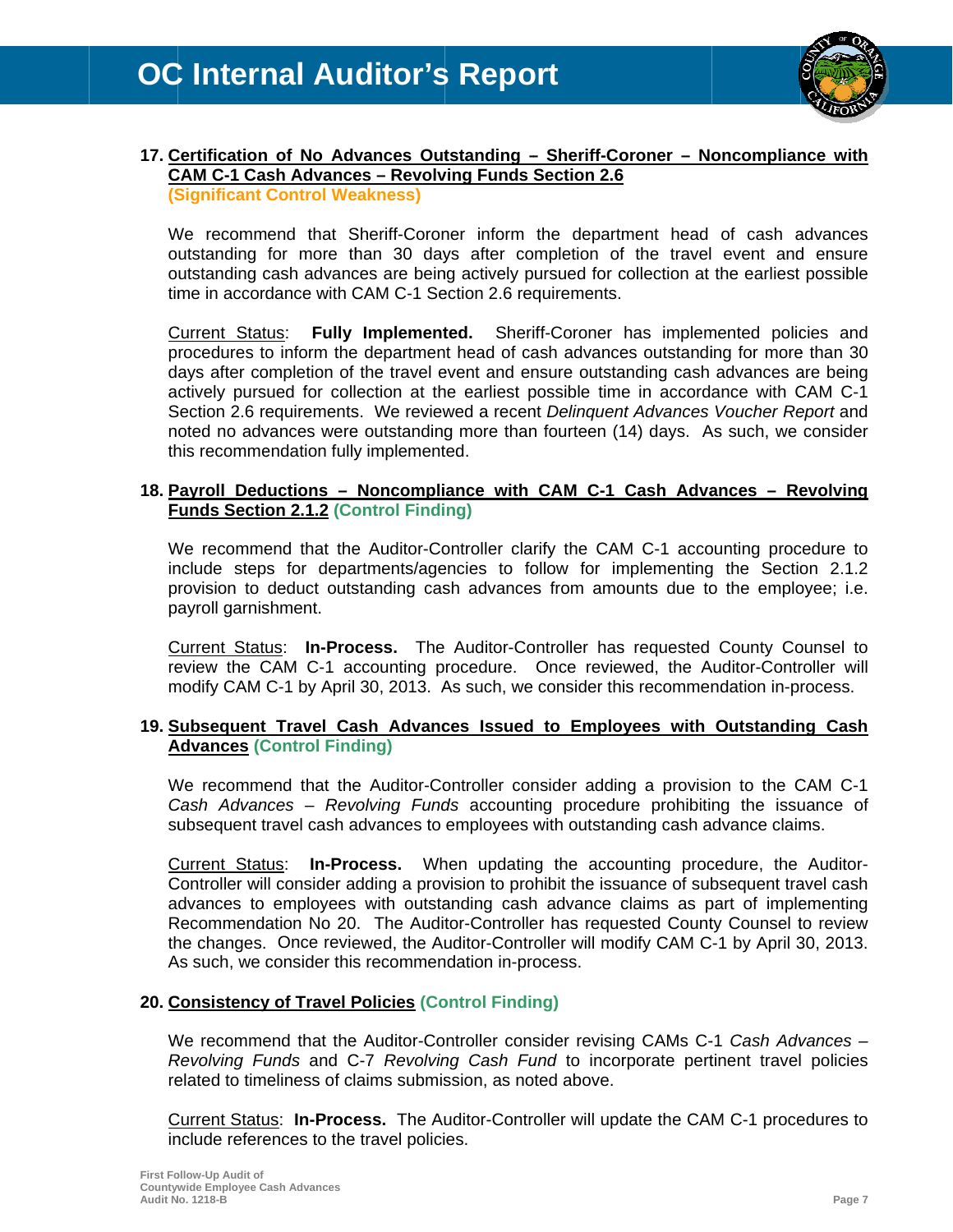**17. Certification of No Advances Outstanding – Sheriff-Coroner – Noncompliance with CAM C-1 Cash Advances – Revolving Funds Section 2.6**
**(Significant Control Weakness)**

We recommend that Sheriff-Coroner inform the department head of cash advances outstanding for more than 30 days after completion of the travel event and ensure outstanding cash advances are being actively pursued for collection at the earliest possible time in accordance with CAM C-1 Section 2.6 requirements.

Current Status: **Fully Implemented.** Sheriff-Coroner has implemented policies and procedures to inform the department head of cash advances outstanding for more than 30 days after completion of the travel event and ensure outstanding cash advances are being actively pursued for collection at the earliest possible time in accordance with CAM C-1 Section 2.6 requirements. We reviewed a recent *Delinquent Advances Voucher Report* and noted no advances were outstanding more than fourteen (14) days. As such, we consider this recommendation fully implemented.

**18. Payroll Deductions – Noncompliance with CAM C-1 Cash Advances – Revolving Funds Section 2.1.2 (Control Finding)**

We recommend that the Auditor-Controller clarify the CAM C-1 accounting procedure to include steps for departments/agencies to follow for implementing the Section 2.1.2 provision to deduct outstanding cash advances from amounts due to the employee; i.e. payroll garnishment.

Current Status: **In-Process.** The Auditor-Controller has requested County Counsel to review the CAM C-1 accounting procedure. Once reviewed, the Auditor-Controller will modify CAM C-1 by April 30, 2013. As such, we consider this recommendation in-process.

**19. Subsequent Travel Cash Advances Issued to Employees with Outstanding Cash Advances (Control Finding)**

We recommend that the Auditor-Controller consider adding a provision to the CAM C-1 *Cash Advances – Revolving Funds* accounting procedure prohibiting the issuance of subsequent travel cash advances to employees with outstanding cash advance claims.

Current Status: **In-Process.** When updating the accounting procedure, the Auditor-Controller will consider adding a provision to prohibit the issuance of subsequent travel cash advances to employees with outstanding cash advance claims as part of implementing Recommendation No 20. The Auditor-Controller has requested County Counsel to review the changes. Once reviewed, the Auditor-Controller will modify CAM C-1 by April 30, 2013. As such, we consider this recommendation in-process.

**20. Consistency of Travel Policies (Control Finding)**

We recommend that the Auditor-Controller consider revising CAMs C-1 *Cash Advances – Revolving Funds* and C-7 *Revolving Cash Fund* to incorporate pertinent travel policies related to timeliness of claims submission, as noted above.

Current Status: **In-Process.** The Auditor-Controller will update the CAM C-1 procedures to include references to the travel policies.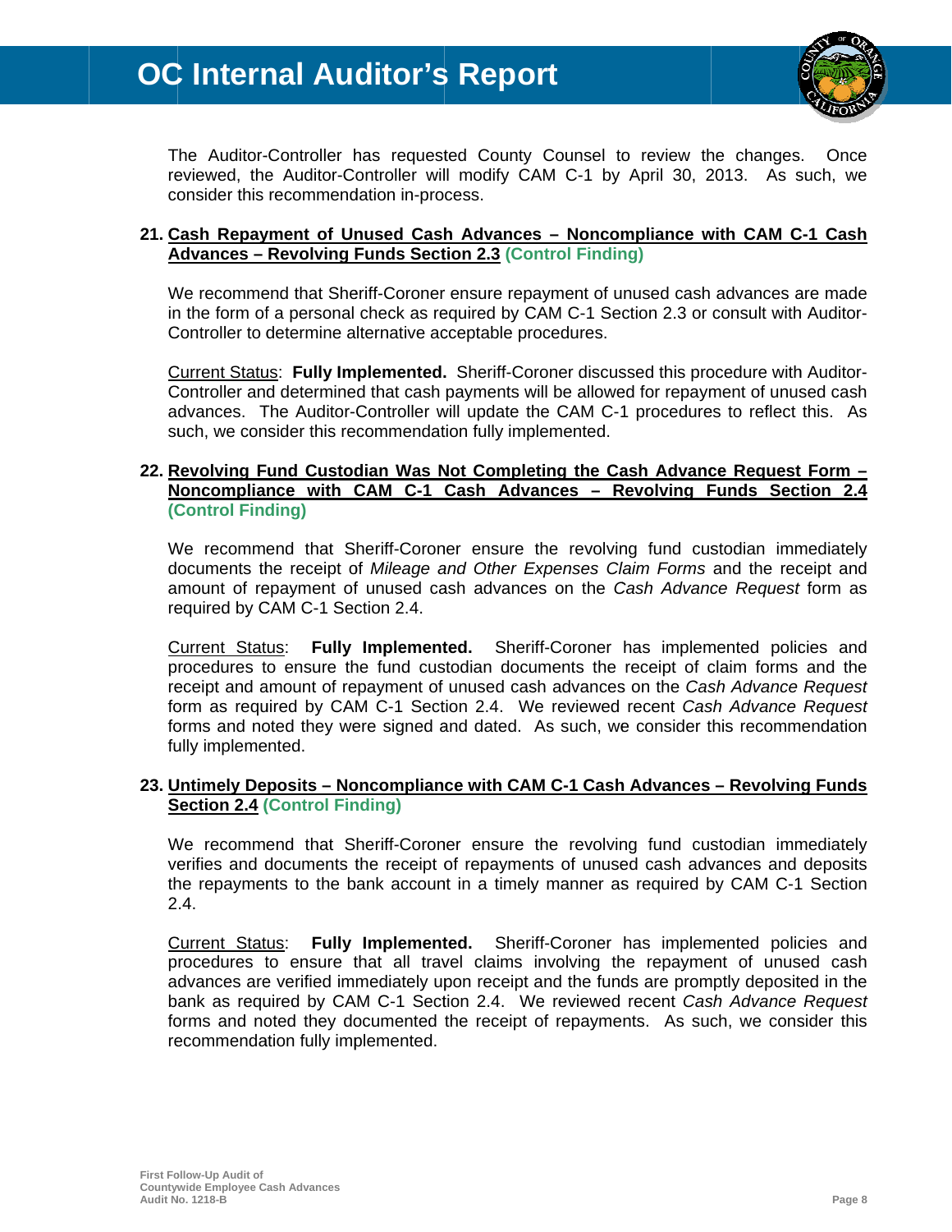The Auditor-Controller has requested County Counsel to review the changes. Once reviewed, the Auditor-Controller will modify CAM C-1 by April 30, 2013. As such, we consider this recommendation in-process.

**21. <u>Cash Repayment of Unused Cash Advances – Noncompliance with CAM C-1 Cash Advances – Revolving Funds Section 2.3</u> (Control Finding)**

We recommend that Sheriff-Coroner ensure repayment of unused cash advances are made in the form of a personal check as required by CAM C-1 Section 2.3 or consult with Auditor-Controller to determine alternative acceptable procedures.

<u>Current Status</u>: **Fully Implemented.** Sheriff-Coroner discussed this procedure with Auditor-Controller and determined that cash payments will be allowed for repayment of unused cash advances. The Auditor-Controller will update the CAM C-1 procedures to reflect this. As such, we consider this recommendation fully implemented.

**22. <u>Revolving Fund Custodian Was Not Completing the Cash Advance Request Form – Noncompliance with CAM C-1 Cash Advances – Revolving Funds Section 2.4</u> (Control Finding)**

We recommend that Sheriff-Coroner ensure the revolving fund custodian immediately documents the receipt of *Mileage and Other Expenses Claim Forms* and the receipt and amount of repayment of unused cash advances on the *Cash Advance Request* form as required by CAM C-1 Section 2.4.

<u>Current Status</u>: **Fully Implemented.** Sheriff-Coroner has implemented policies and procedures to ensure the fund custodian documents the receipt of claim forms and the receipt and amount of repayment of unused cash advances on the *Cash Advance Request* form as required by CAM C-1 Section 2.4. We reviewed recent *Cash Advance Request* forms and noted they were signed and dated. As such, we consider this recommendation fully implemented.

**23. <u>Untimely Deposits – Noncompliance with CAM C-1 Cash Advances – Revolving Funds Section 2.4</u> (Control Finding)**

We recommend that Sheriff-Coroner ensure the revolving fund custodian immediately verifies and documents the receipt of repayments of unused cash advances and deposits the repayments to the bank account in a timely manner as required by CAM C-1 Section 2.4.

<u>Current Status</u>: **Fully Implemented.** Sheriff-Coroner has implemented policies and procedures to ensure that all travel claims involving the repayment of unused cash advances are verified immediately upon receipt and the funds are promptly deposited in the bank as required by CAM C-1 Section 2.4. We reviewed recent *Cash Advance Request* forms and noted they documented the receipt of repayments. As such, we consider this recommendation fully implemented.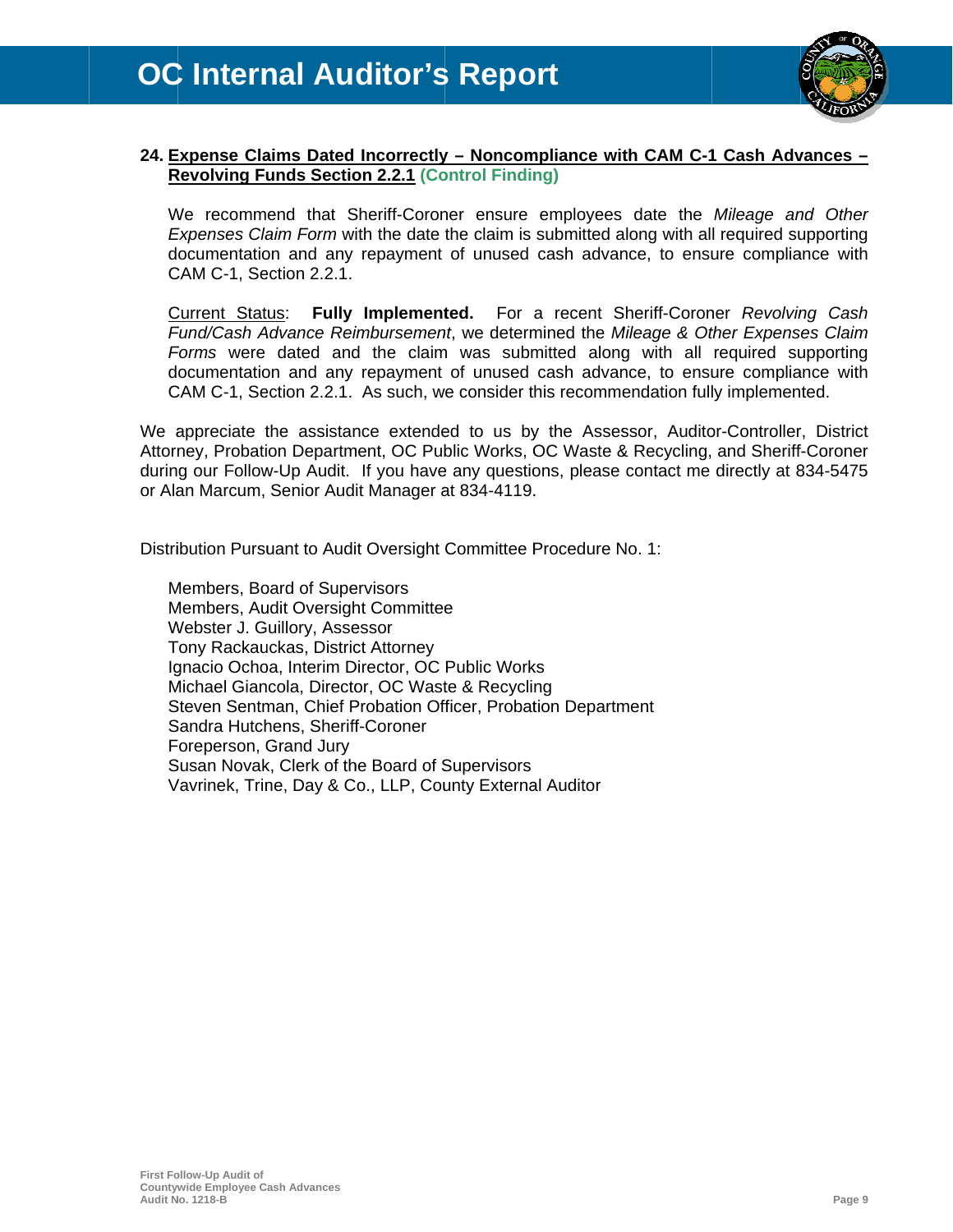**24. <u>Expense Claims Dated Incorrectly – Noncompliance with CAM C-1 Cash Advances – Revolving Funds Section 2.2.1</u> (Control Finding)**

We recommend that Sheriff-Coroner ensure employees date the *Mileage and Other Expenses Claim Form* with the date the claim is submitted along with all required supporting documentation and any repayment of unused cash advance, to ensure compliance with CAM C-1, Section 2.2.1.

<u>Current Status</u>: **Fully Implemented.** For a recent Sheriff-Coroner *Revolving Cash Fund/Cash Advance Reimbursement*, we determined the *Mileage & Other Expenses Claim Forms* were dated and the claim was submitted along with all required supporting documentation and any repayment of unused cash advance, to ensure compliance with CAM C-1, Section 2.2.1. As such, we consider this recommendation fully implemented.

We appreciate the assistance extended to us by the Assessor, Auditor-Controller, District Attorney, Probation Department, OC Public Works, OC Waste & Recycling, and Sheriff-Coroner during our Follow-Up Audit. If you have any questions, please contact me directly at 834-5475 or Alan Marcum, Senior Audit Manager at 834-4119.

Distribution Pursuant to Audit Oversight Committee Procedure No. 1:

Members, Board of Supervisors
Members, Audit Oversight Committee
Webster J. Guillory, Assessor
Tony Rackauckas, District Attorney
Ignacio Ochoa, Interim Director, OC Public Works
Michael Giancola, Director, OC Waste & Recycling
Steven Sentman, Chief Probation Officer, Probation Department
Sandra Hutchens, Sheriff-Coroner
Foreperson, Grand Jury
Susan Novak, Clerk of the Board of Supervisors
Vavrinek, Trine, Day & Co., LLP, County External Auditor